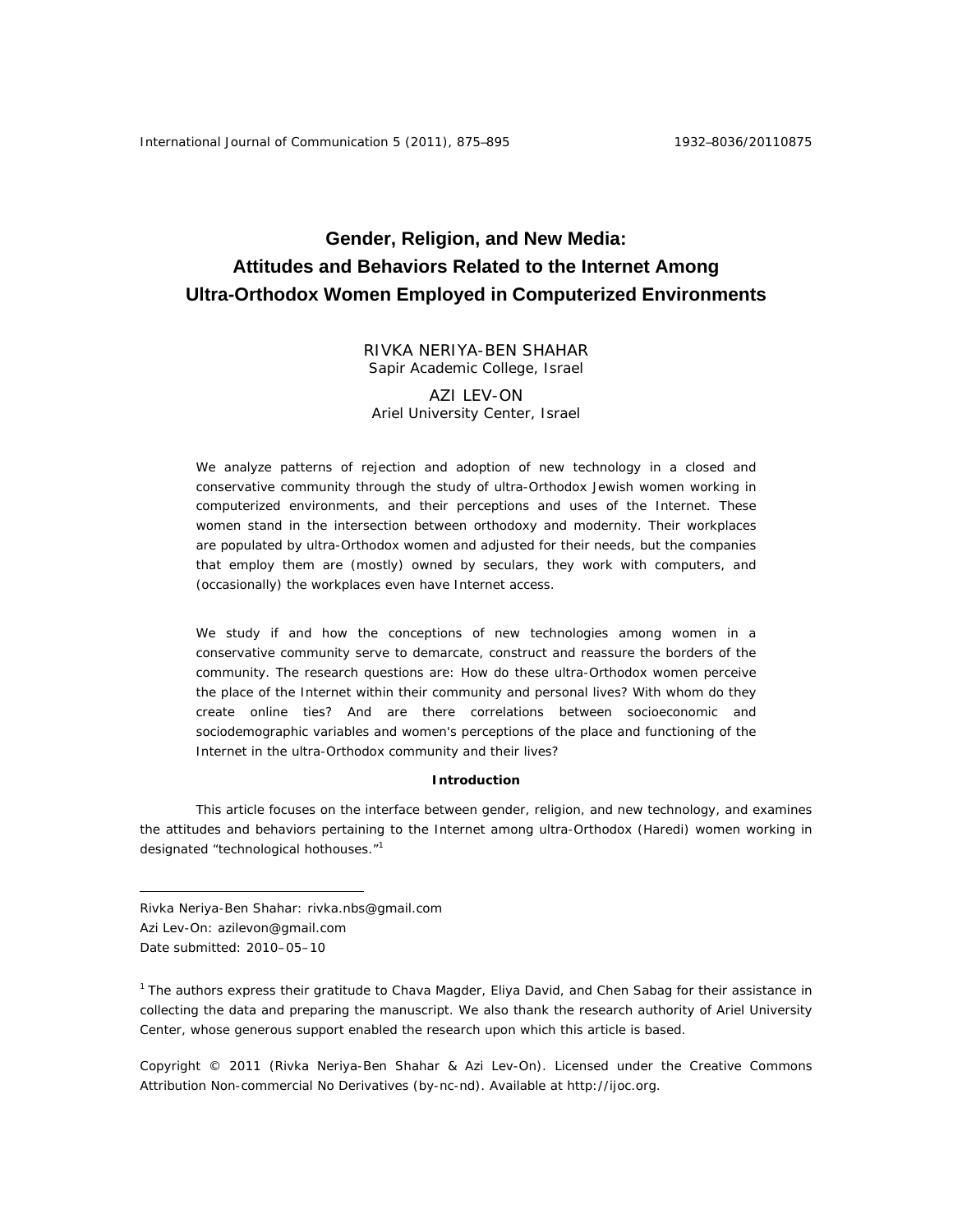# Gender, Religion, and New Media: Attitudes and Behaviors Related to the Internet Among Ultra-Orthodox Women Employed in Computerized Environments

RIVKA NERIYA-BEN SHAHAR
Sapir Academic College, Israel

AZI LEV-ON
Ariel University Center, Israel

We analyze patterns of rejection and adoption of new technology in a closed and conservative community through the study of ultra-Orthodox Jewish women working in computerized environments, and their perceptions and uses of the Internet. These women stand in the intersection between orthodoxy and modernity. Their workplaces are populated by ultra-Orthodox women and adjusted for their needs, but the companies that employ them are (mostly) owned by seculars, they work with computers, and (occasionally) the workplaces even have Internet access.

We study if and how the conceptions of new technologies among women in a conservative community serve to demarcate, construct and reassure the borders of the community. The research questions are: How do these ultra-Orthodox women perceive the place of the Internet within their community and personal lives? With whom do they create online ties? And are there correlations between socioeconomic and sociodemographic variables and women's perceptions of the place and functioning of the Internet in the ultra-Orthodox community and their lives?

## Introduction

This article focuses on the interface between gender, religion, and new technology, and examines the attitudes and behaviors pertaining to the Internet among ultra-Orthodox (Haredi) women working in designated "technological hothouses."[1]

Rivka Neriya-Ben Shahar: rivka.nbs@gmail.com
Azi Lev-On: azilevon@gmail.com
Date submitted: 2010–05–10

[1] The authors express their gratitude to Chava Magder, Eliya David, and Chen Sabag for their assistance in collecting the data and preparing the manuscript. We also thank the research authority of Ariel University Center, whose generous support enabled the research upon which this article is based.

Copyright © 2011 (Rivka Neriya-Ben Shahar & Azi Lev-On). Licensed under the Creative Commons Attribution Non-commercial No Derivatives (by-nc-nd). Available at http://ijoc.org.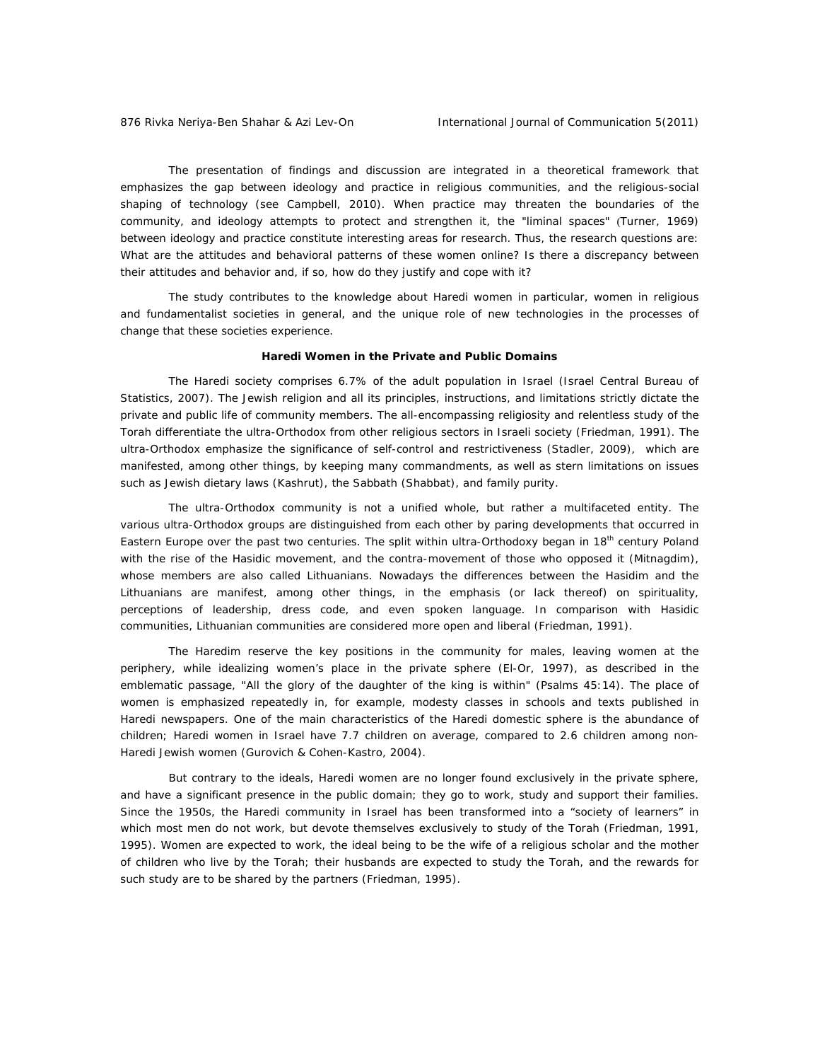The presentation of findings and discussion are integrated in a theoretical framework that emphasizes the gap between ideology and practice in religious communities, and the religious-social shaping of technology (see Campbell, 2010). When practice may threaten the boundaries of the community, and ideology attempts to protect and strengthen it, the "liminal spaces" (Turner, 1969) between ideology and practice constitute interesting areas for research. Thus, the research questions are: What are the attitudes and behavioral patterns of these women online? Is there a discrepancy between their attitudes and behavior and, if so, how do they justify and cope with it?

The study contributes to the knowledge about Haredi women in particular, women in religious and fundamentalist societies in general, and the unique role of new technologies in the processes of change that these societies experience.

## Haredi Women in the Private and Public Domains

The Haredi society comprises 6.7% of the adult population in Israel (Israel Central Bureau of Statistics, 2007). The Jewish religion and all its principles, instructions, and limitations strictly dictate the private and public life of community members. The all-encompassing religiosity and relentless study of the Torah differentiate the ultra-Orthodox from other religious sectors in Israeli society (Friedman, 1991). The ultra-Orthodox emphasize the significance of self-control and restrictiveness (Stadler, 2009), which are manifested, among other things, by keeping many commandments, as well as stern limitations on issues such as Jewish dietary laws (Kashrut), the Sabbath (Shabbat), and family purity.

The ultra-Orthodox community is not a unified whole, but rather a multifaceted entity. The various ultra-Orthodox groups are distinguished from each other by paring developments that occurred in Eastern Europe over the past two centuries. The split within ultra-Orthodoxy began in 18th century Poland with the rise of the Hasidic movement, and the contra-movement of those who opposed it (Mitnagdim), whose members are also called Lithuanians. Nowadays the differences between the Hasidim and the Lithuanians are manifest, among other things, in the emphasis (or lack thereof) on spirituality, perceptions of leadership, dress code, and even spoken language. In comparison with Hasidic communities, Lithuanian communities are considered more open and liberal (Friedman, 1991).

The Haredim reserve the key positions in the community for males, leaving women at the periphery, while idealizing women's place in the private sphere (El-Or, 1997), as described in the emblematic passage, "All the glory of the daughter of the king is within" (Psalms 45:14). The place of women is emphasized repeatedly in, for example, modesty classes in schools and texts published in Haredi newspapers. One of the main characteristics of the Haredi domestic sphere is the abundance of children; Haredi women in Israel have 7.7 children on average, compared to 2.6 children among non-Haredi Jewish women (Gurovich & Cohen-Kastro, 2004).

But contrary to the ideals, Haredi women are no longer found exclusively in the private sphere, and have a significant presence in the public domain; they go to work, study and support their families. Since the 1950s, the Haredi community in Israel has been transformed into a "society of learners" in which most men do not work, but devote themselves exclusively to study of the Torah (Friedman, 1991, 1995). Women are expected to work, the ideal being to be the wife of a religious scholar and the mother of children who live by the Torah; their husbands are expected to study the Torah, and the rewards for such study are to be shared by the partners (Friedman, 1995).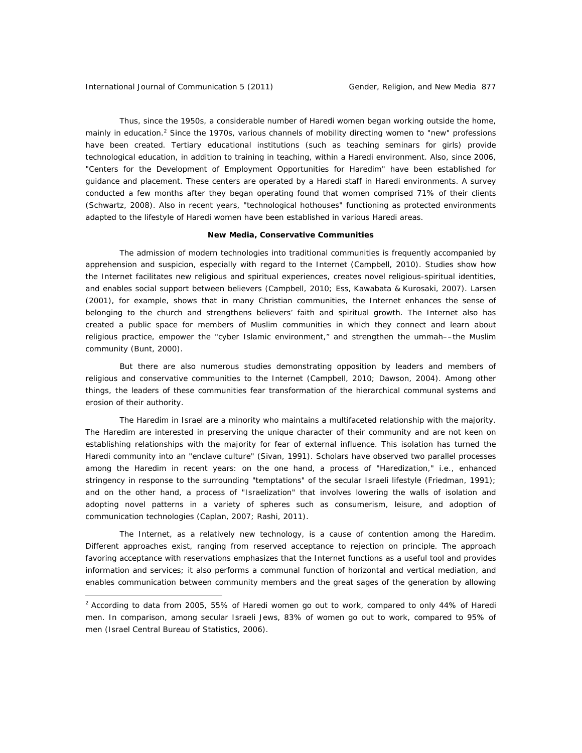Thus, since the 1950s, a considerable number of Haredi women began working outside the home, mainly in education.[2] Since the 1970s, various channels of mobility directing women to "new" professions have been created. Tertiary educational institutions (such as teaching seminars for girls) provide technological education, in addition to training in teaching, within a Haredi environment. Also, since 2006, "Centers for the Development of Employment Opportunities for Haredim" have been established for guidance and placement. These centers are operated by a Haredi staff in Haredi environments. A survey conducted a few months after they began operating found that women comprised 71% of their clients (Schwartz, 2008). Also in recent years, "technological hothouses" functioning as protected environments adapted to the lifestyle of Haredi women have been established in various Haredi areas.

**New Media, Conservative Communities**

The admission of modern technologies into traditional communities is frequently accompanied by apprehension and suspicion, especially with regard to the Internet (Campbell, 2010). Studies show how the Internet facilitates new religious and spiritual experiences, creates novel religious-spiritual identities, and enables social support between believers (Campbell, 2010; Ess, Kawabata & Kurosaki, 2007). Larsen (2001), for example, shows that in many Christian communities, the Internet enhances the sense of belonging to the church and strengthens believers' faith and spiritual growth. The Internet also has created a public space for members of Muslim communities in which they connect and learn about religious practice, empower the "cyber Islamic environment," and strengthen the ummah––the Muslim community (Bunt, 2000).

But there are also numerous studies demonstrating opposition by leaders and members of religious and conservative communities to the Internet (Campbell, 2010; Dawson, 2004). Among other things, the leaders of these communities fear transformation of the hierarchical communal systems and erosion of their authority.

The Haredim in Israel are a minority who maintains a multifaceted relationship with the majority. The Haredim are interested in preserving the unique character of their community and are not keen on establishing relationships with the majority for fear of external influence. This isolation has turned the Haredi community into an "enclave culture" (Sivan, 1991). Scholars have observed two parallel processes among the Haredim in recent years: on the one hand, a process of "Haredization," i.e., enhanced stringency in response to the surrounding "temptations" of the secular Israeli lifestyle (Friedman, 1991); and on the other hand, a process of "Israelization" that involves lowering the walls of isolation and adopting novel patterns in a variety of spheres such as consumerism, leisure, and adoption of communication technologies (Caplan, 2007; Rashi, 2011).

The Internet, as a relatively new technology, is a cause of contention among the Haredim. Different approaches exist, ranging from reserved acceptance to rejection on principle. The approach favoring acceptance with reservations emphasizes that the Internet functions as a useful tool and provides information and services; it also performs a communal function of horizontal and vertical mediation, and enables communication between community members and the great sages of the generation by allowing

[2] According to data from 2005, 55% of Haredi women go out to work, compared to only 44% of Haredi men. In comparison, among secular Israeli Jews, 83% of women go out to work, compared to 95% of men (Israel Central Bureau of Statistics, 2006).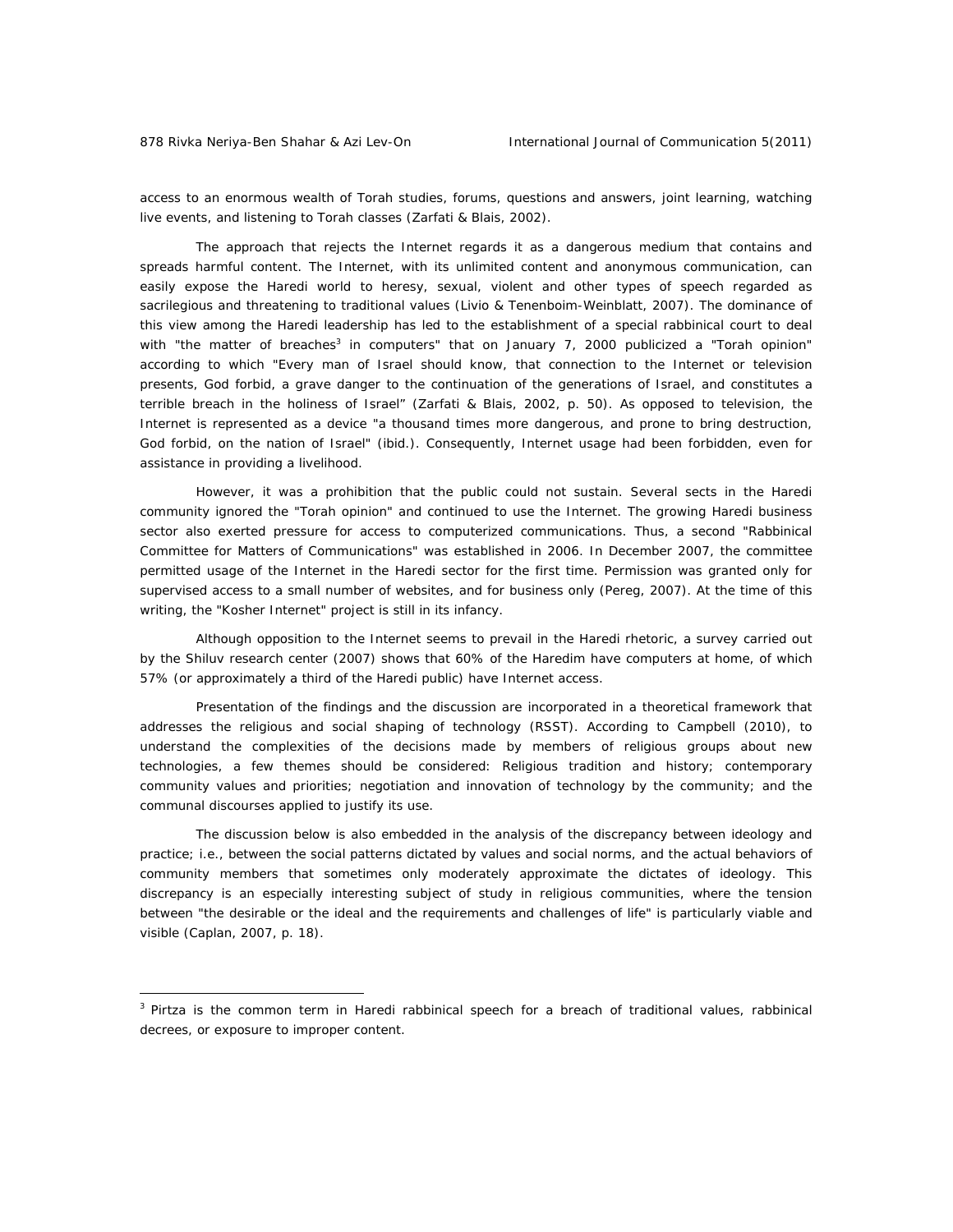access to an enormous wealth of Torah studies, forums, questions and answers, joint learning, watching live events, and listening to Torah classes (Zarfati & Blais, 2002).

The approach that rejects the Internet regards it as a dangerous medium that contains and spreads harmful content. The Internet, with its unlimited content and anonymous communication, can easily expose the Haredi world to heresy, sexual, violent and other types of speech regarded as sacrilegious and threatening to traditional values (Livio & Tenenboim-Weinblatt, 2007). The dominance of this view among the Haredi leadership has led to the establishment of a special rabbinical court to deal with "the matter of breaches[3] in computers" that on January 7, 2000 publicized a "Torah opinion" according to which "Every man of Israel should know, that connection to the Internet or television presents, God forbid, a grave danger to the continuation of the generations of Israel, and constitutes a terrible breach in the holiness of Israel" (Zarfati & Blais, 2002, p. 50). As opposed to television, the Internet is represented as a device "a thousand times more dangerous, and prone to bring destruction, God forbid, on the nation of Israel" (ibid.). Consequently, Internet usage had been forbidden, even for assistance in providing a livelihood.

However, it was a prohibition that the public could not sustain. Several sects in the Haredi community ignored the "Torah opinion" and continued to use the Internet. The growing Haredi business sector also exerted pressure for access to computerized communications. Thus, a second "Rabbinical Committee for Matters of Communications" was established in 2006. In December 2007, the committee permitted usage of the Internet in the Haredi sector for the first time. Permission was granted only for supervised access to a small number of websites, and for business only (Pereg, 2007). At the time of this writing, the "Kosher Internet" project is still in its infancy.

Although opposition to the Internet seems to prevail in the Haredi rhetoric, a survey carried out by the Shiluv research center (2007) shows that 60% of the Haredim have computers at home, of which 57% (or approximately a third of the Haredi public) have Internet access.

Presentation of the findings and the discussion are incorporated in a theoretical framework that addresses the religious and social shaping of technology (RSST). According to Campbell (2010), to understand the complexities of the decisions made by members of religious groups about new technologies, a few themes should be considered: Religious tradition and history; contemporary community values and priorities; negotiation and innovation of technology by the community; and the communal discourses applied to justify its use.

The discussion below is also embedded in the analysis of the discrepancy between ideology and practice; i.e., between the social patterns dictated by values and social norms, and the actual behaviors of community members that sometimes only moderately approximate the dictates of ideology. This discrepancy is an especially interesting subject of study in religious communities, where the tension between "the desirable or the ideal and the requirements and challenges of life" is particularly viable and visible (Caplan, 2007, p. 18).

[3] Pirtza is the common term in Haredi rabbinical speech for a breach of traditional values, rabbinical decrees, or exposure to improper content.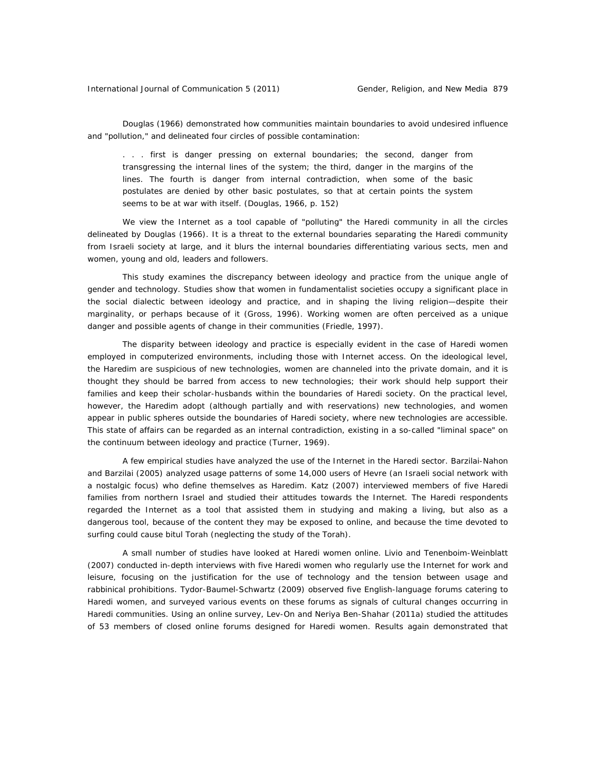Douglas (1966) demonstrated how communities maintain boundaries to avoid undesired influence and "pollution," and delineated four circles of possible contamination:

> . . . first is danger pressing on external boundaries; the second, danger from transgressing the internal lines of the system; the third, danger in the margins of the lines. The fourth is danger from internal contradiction, when some of the basic postulates are denied by other basic postulates, so that at certain points the system seems to be at war with itself. (Douglas, 1966, p. 152)

We view the Internet as a tool capable of "polluting" the Haredi community in all the circles delineated by Douglas (1966). It is a threat to the external boundaries separating the Haredi community from Israeli society at large, and it blurs the internal boundaries differentiating various sects, men and women, young and old, leaders and followers.

This study examines the discrepancy between ideology and practice from the unique angle of gender and technology. Studies show that women in fundamentalist societies occupy a significant place in the social dialectic between ideology and practice, and in shaping the living religion—despite their marginality, or perhaps because of it (Gross, 1996). Working women are often perceived as a unique danger and possible agents of change in their communities (Friedle, 1997).

The disparity between ideology and practice is especially evident in the case of Haredi women employed in computerized environments, including those with Internet access. On the ideological level, the Haredim are suspicious of new technologies, women are channeled into the private domain, and it is thought they should be barred from access to new technologies; their work should help support their families and keep their scholar-husbands within the boundaries of Haredi society. On the practical level, however, the Haredim adopt (although partially and with reservations) new technologies, and women appear in public spheres outside the boundaries of Haredi society, where new technologies are accessible. This state of affairs can be regarded as an internal contradiction, existing in a so-called "liminal space" on the continuum between ideology and practice (Turner, 1969).

A few empirical studies have analyzed the use of the Internet in the Haredi sector. Barzilai-Nahon and Barzilai (2005) analyzed usage patterns of some 14,000 users of Hevre (an Israeli social network with a nostalgic focus) who define themselves as Haredim. Katz (2007) interviewed members of five Haredi families from northern Israel and studied their attitudes towards the Internet. The Haredi respondents regarded the Internet as a tool that assisted them in studying and making a living, but also as a dangerous tool, because of the content they may be exposed to online, and because the time devoted to surfing could cause bitul Torah (neglecting the study of the Torah).

A small number of studies have looked at Haredi women online. Livio and Tenenboim-Weinblatt (2007) conducted in-depth interviews with five Haredi women who regularly use the Internet for work and leisure, focusing on the justification for the use of technology and the tension between usage and rabbinical prohibitions. Tydor-Baumel-Schwartz (2009) observed five English-language forums catering to Haredi women, and surveyed various events on these forums as signals of cultural changes occurring in Haredi communities. Using an online survey, Lev-On and Neriya Ben-Shahar (2011a) studied the attitudes of 53 members of closed online forums designed for Haredi women. Results again demonstrated that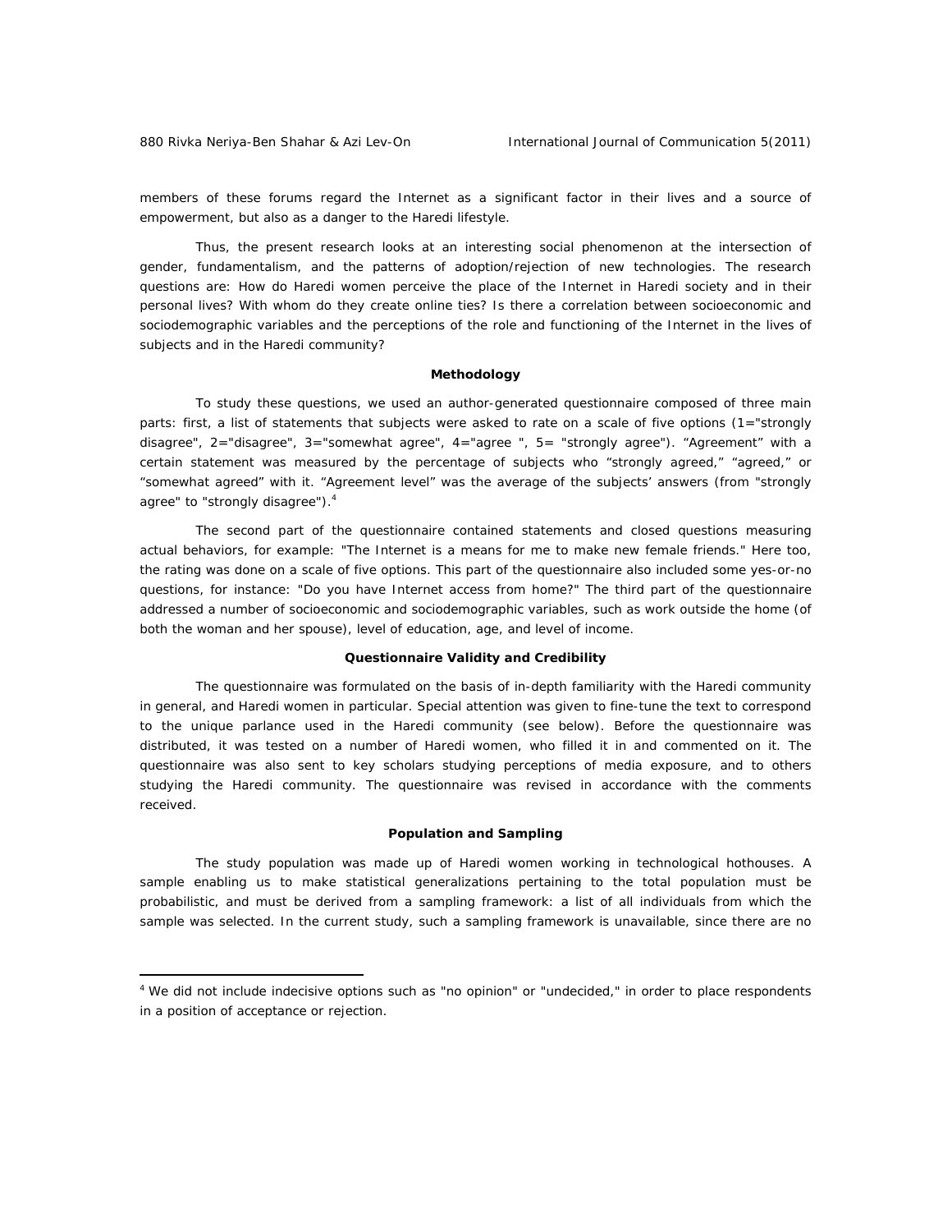members of these forums regard the Internet as a significant factor in their lives and a source of empowerment, but also as a danger to the Haredi lifestyle.

Thus, the present research looks at an interesting social phenomenon at the intersection of gender, fundamentalism, and the patterns of adoption/rejection of new technologies. The research questions are: How do Haredi women perceive the place of the Internet in Haredi society and in their personal lives? With whom do they create online ties? Is there a correlation between socioeconomic and sociodemographic variables and the perceptions of the role and functioning of the Internet in the lives of subjects and in the Haredi community?

## Methodology

To study these questions, we used an author-generated questionnaire composed of three main parts: first, a list of statements that subjects were asked to rate on a scale of five options (1="strongly disagree", 2="disagree", 3="somewhat agree", 4="agree ", 5= "strongly agree"). "Agreement" with a certain statement was measured by the percentage of subjects who "strongly agreed," "agreed," or "somewhat agreed" with it. "Agreement level" was the average of the subjects' answers (from "strongly agree" to "strongly disagree").[4]

The second part of the questionnaire contained statements and closed questions measuring actual behaviors, for example: "The Internet is a means for me to make new female friends." Here too, the rating was done on a scale of five options. This part of the questionnaire also included some yes-or-no questions, for instance: "Do you have Internet access from home?" The third part of the questionnaire addressed a number of socioeconomic and sociodemographic variables, such as work outside the home (of both the woman and her spouse), level of education, age, and level of income.

### Questionnaire Validity and Credibility

The questionnaire was formulated on the basis of in-depth familiarity with the Haredi community in general, and Haredi women in particular. Special attention was given to fine-tune the text to correspond to the unique parlance used in the Haredi community (see below). Before the questionnaire was distributed, it was tested on a number of Haredi women, who filled it in and commented on it. The questionnaire was also sent to key scholars studying perceptions of media exposure, and to others studying the Haredi community. The questionnaire was revised in accordance with the comments received.

### Population and Sampling

The study population was made up of Haredi women working in technological hothouses. A sample enabling us to make statistical generalizations pertaining to the total population must be probabilistic, and must be derived from a sampling framework: a list of all individuals from which the sample was selected. In the current study, such a sampling framework is unavailable, since there are no

[4] We did not include indecisive options such as "no opinion" or "undecided," in order to place respondents in a position of acceptance or rejection.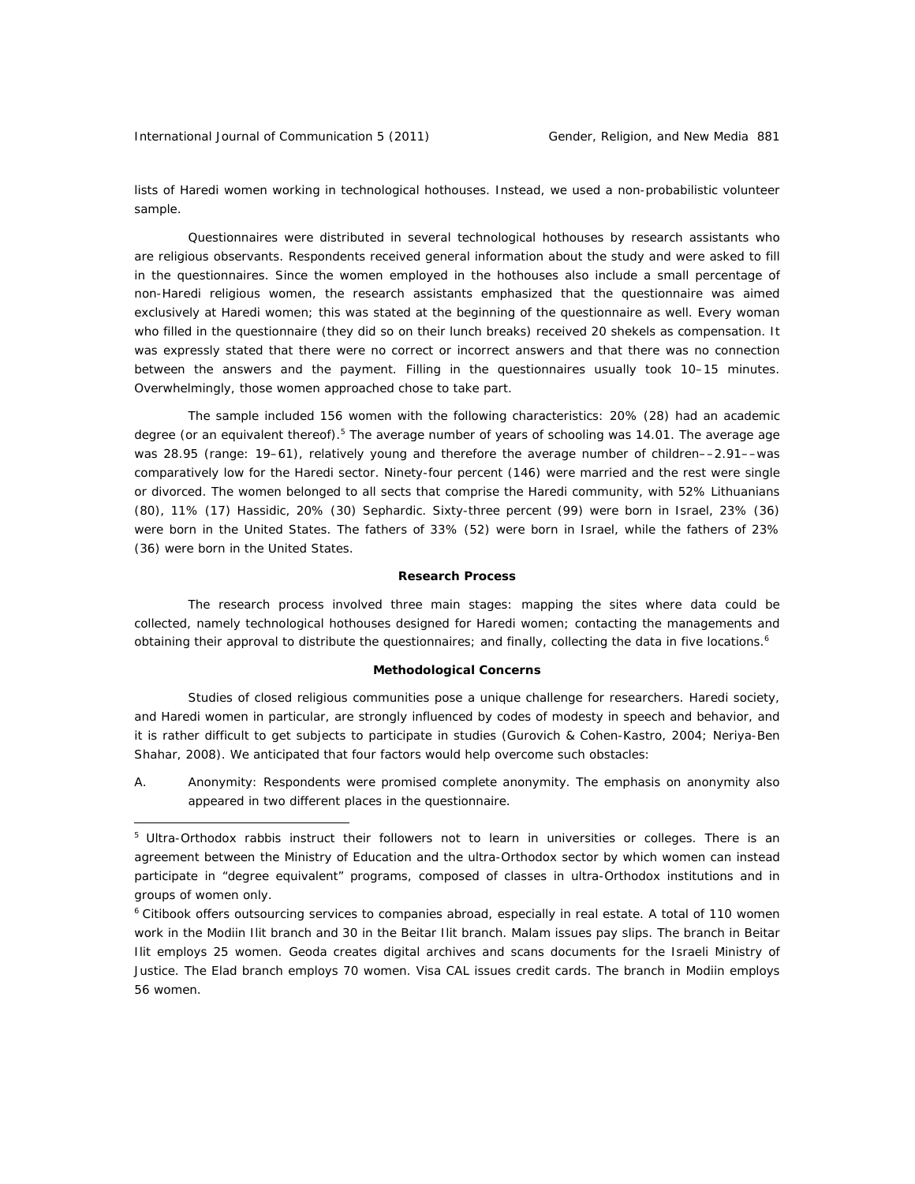lists of Haredi women working in technological hothouses. Instead, we used a non-probabilistic volunteer sample.

Questionnaires were distributed in several technological hothouses by research assistants who are religious observants. Respondents received general information about the study and were asked to fill in the questionnaires. Since the women employed in the hothouses also include a small percentage of non-Haredi religious women, the research assistants emphasized that the questionnaire was aimed exclusively at Haredi women; this was stated at the beginning of the questionnaire as well. Every woman who filled in the questionnaire (they did so on their lunch breaks) received 20 shekels as compensation. It was expressly stated that there were no correct or incorrect answers and that there was no connection between the answers and the payment. Filling in the questionnaires usually took 10–15 minutes. Overwhelmingly, those women approached chose to take part.

The sample included 156 women with the following characteristics: 20% (28) had an academic degree (or an equivalent thereof).[5] The average number of years of schooling was 14.01. The average age was 28.95 (range: 19–61), relatively young and therefore the average number of children––2.91––was comparatively low for the Haredi sector. Ninety-four percent (146) were married and the rest were single or divorced. The women belonged to all sects that comprise the Haredi community, with 52% Lithuanians (80), 11% (17) Hassidic, 20% (30) Sephardic. Sixty-three percent (99) were born in Israel, 23% (36) were born in the United States. The fathers of 33% (52) were born in Israel, while the fathers of 23% (36) were born in the United States.

**Research Process**

The research process involved three main stages: mapping the sites where data could be collected, namely technological hothouses designed for Haredi women; contacting the managements and obtaining their approval to distribute the questionnaires; and finally, collecting the data in five locations.[6]

**Methodological Concerns**

Studies of closed religious communities pose a unique challenge for researchers. Haredi society, and Haredi women in particular, are strongly influenced by codes of modesty in speech and behavior, and it is rather difficult to get subjects to participate in studies (Gurovich & Cohen-Kastro, 2004; Neriya-Ben Shahar, 2008). We anticipated that four factors would help overcome such obstacles:

A. Anonymity: Respondents were promised complete anonymity. The emphasis on anonymity also appeared in two different places in the questionnaire.

---

[5] Ultra-Orthodox rabbis instruct their followers not to learn in universities or colleges. There is an agreement between the Ministry of Education and the ultra-Orthodox sector by which women can instead participate in "degree equivalent" programs, composed of classes in ultra-Orthodox institutions and in groups of women only.

[6] Citibook offers outsourcing services to companies abroad, especially in real estate. A total of 110 women work in the Modiin Ilit branch and 30 in the Beitar Ilit branch. Malam issues pay slips. The branch in Beitar Ilit employs 25 women. Geoda creates digital archives and scans documents for the Israeli Ministry of Justice. The Elad branch employs 70 women. Visa CAL issues credit cards. The branch in Modiin employs 56 women.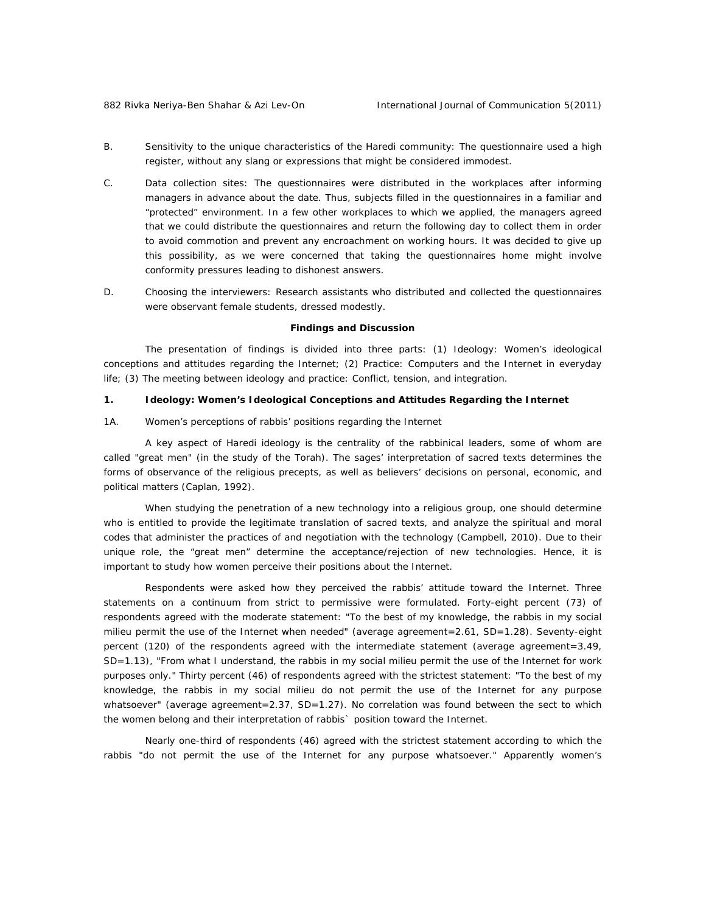B. Sensitivity to the unique characteristics of the Haredi community: The questionnaire used a high register, without any slang or expressions that might be considered immodest.

C. Data collection sites: The questionnaires were distributed in the workplaces after informing managers in advance about the date. Thus, subjects filled in the questionnaires in a familiar and "protected" environment. In a few other workplaces to which we applied, the managers agreed that we could distribute the questionnaires and return the following day to collect them in order to avoid commotion and prevent any encroachment on working hours. It was decided to give up this possibility, as we were concerned that taking the questionnaires home might involve conformity pressures leading to dishonest answers.

D. Choosing the interviewers: Research assistants who distributed and collected the questionnaires were observant female students, dressed modestly.

## Findings and Discussion

The presentation of findings is divided into three parts: (1) Ideology: Women's ideological conceptions and attitudes regarding the Internet; (2) Practice: Computers and the Internet in everyday life; (3) The meeting between ideology and practice: Conflict, tension, and integration.

### 1. Ideology: Women's Ideological Conceptions and Attitudes Regarding the Internet

#### 1A. Women's perceptions of rabbis' positions regarding the Internet

A key aspect of Haredi ideology is the centrality of the rabbinical leaders, some of whom are called "great men" (in the study of the Torah). The sages' interpretation of sacred texts determines the forms of observance of the religious precepts, as well as believers' decisions on personal, economic, and political matters (Caplan, 1992).

When studying the penetration of a new technology into a religious group, one should determine who is entitled to provide the legitimate translation of sacred texts, and analyze the spiritual and moral codes that administer the practices of and negotiation with the technology (Campbell, 2010). Due to their unique role, the "great men" determine the acceptance/rejection of new technologies. Hence, it is important to study how women perceive their positions about the Internet.

Respondents were asked how they perceived the rabbis' attitude toward the Internet. Three statements on a continuum from strict to permissive were formulated. Forty-eight percent (73) of respondents agreed with the moderate statement: "To the best of my knowledge, the rabbis in my social milieu permit the use of the Internet when needed" (average agreement=2.61, SD=1.28). Seventy-eight percent (120) of the respondents agreed with the intermediate statement (average agreement=3.49, SD=1.13), "From what I understand, the rabbis in my social milieu permit the use of the Internet for work purposes only." Thirty percent (46) of respondents agreed with the strictest statement: "To the best of my knowledge, the rabbis in my social milieu do not permit the use of the Internet for any purpose whatsoever" (average agreement=2.37, SD=1.27). No correlation was found between the sect to which the women belong and their interpretation of rabbis` position toward the Internet.

Nearly one-third of respondents (46) agreed with the strictest statement according to which the rabbis "do not permit the use of the Internet for any purpose whatsoever." Apparently women's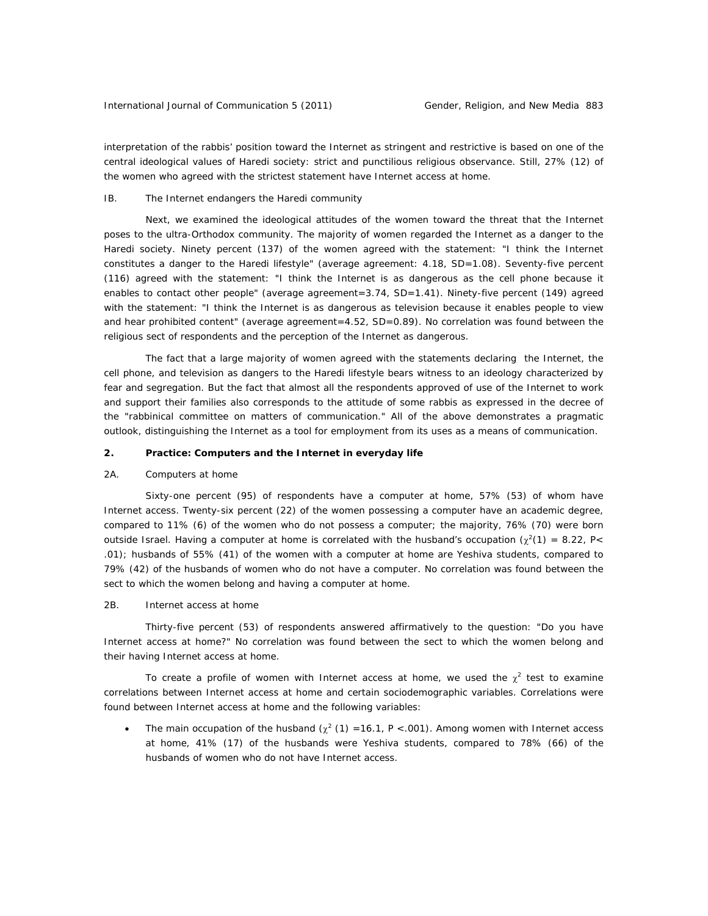interpretation of the rabbis' position toward the Internet as stringent and restrictive is based on one of the central ideological values of Haredi society: strict and punctilious religious observance. Still, 27% (12) of the women who agreed with the strictest statement have Internet access at home.

### IB. The Internet endangers the Haredi community

Next, we examined the ideological attitudes of the women toward the threat that the Internet poses to the ultra-Orthodox community. The majority of women regarded the Internet as a danger to the Haredi society. Ninety percent (137) of the women agreed with the statement: "I think the Internet constitutes a danger to the Haredi lifestyle" (average agreement: 4.18, SD=1.08). Seventy-five percent (116) agreed with the statement: "I think the Internet is as dangerous as the cell phone because it enables to contact other people" (average agreement=3.74, SD=1.41). Ninety-five percent (149) agreed with the statement: "I think the Internet is as dangerous as television because it enables people to view and hear prohibited content" (average agreement=4.52, SD=0.89). No correlation was found between the religious sect of respondents and the perception of the Internet as dangerous.

The fact that a large majority of women agreed with the statements declaring the Internet, the cell phone, and television as dangers to the Haredi lifestyle bears witness to an ideology characterized by fear and segregation. But the fact that almost all the respondents approved of use of the Internet to work and support their families also corresponds to the attitude of some rabbis as expressed in the decree of the "rabbinical committee on matters of communication." All of the above demonstrates a pragmatic outlook, distinguishing the Internet as a tool for employment from its uses as a means of communication.

## 2. Practice: Computers and the Internet in everyday life

### 2A. Computers at home

Sixty-one percent (95) of respondents have a computer at home, 57% (53) of whom have Internet access. Twenty-six percent (22) of the women possessing a computer have an academic degree, compared to 11% (6) of the women who do not possess a computer; the majority, 76% (70) were born outside Israel. Having a computer at home is correlated with the husband's occupation ($\chi^2(1) = 8.22$, $P < .01$); husbands of 55% (41) of the women with a computer at home are Yeshiva students, compared to 79% (42) of the husbands of women who do not have a computer. No correlation was found between the sect to which the women belong and having a computer at home.

### 2B. Internet access at home

Thirty-five percent (53) of respondents answered affirmatively to the question: "Do you have Internet access at home?" No correlation was found between the sect to which the women belong and their having Internet access at home.

To create a profile of women with Internet access at home, we used the $\chi^2$ test to examine correlations between Internet access at home and certain sociodemographic variables. Correlations were found between Internet access at home and the following variables:

- The main occupation of the husband ($\chi^2 (1) = 16.1$, $P < .001$). Among women with Internet access at home, 41% (17) of the husbands were Yeshiva students, compared to 78% (66) of the husbands of women who do not have Internet access.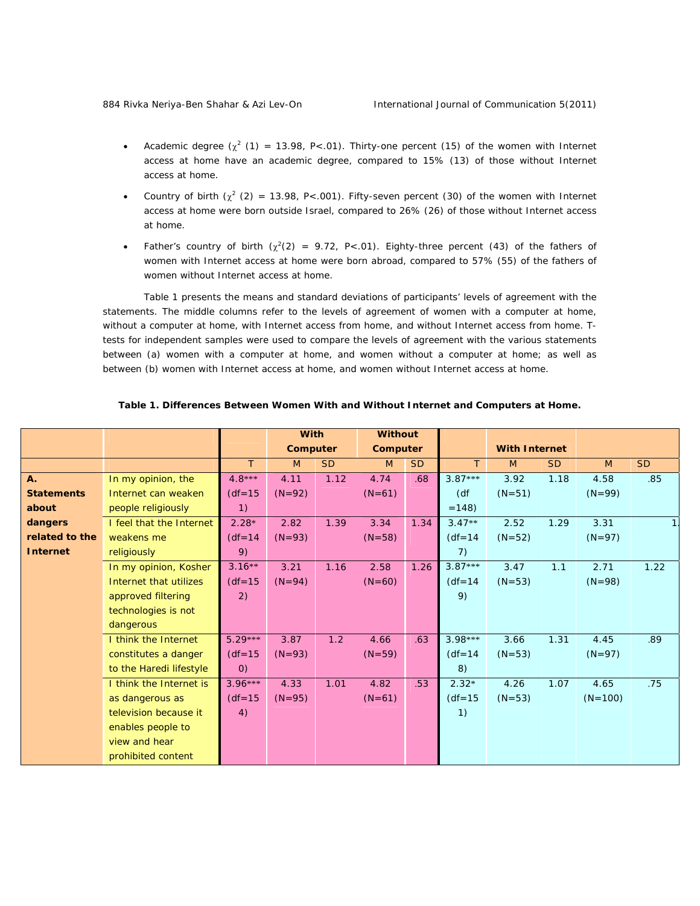- Academic degree ($\chi^2$ (1) = 13.98, P<.01). Thirty-one percent (15) of the women with Internet access at home have an academic degree, compared to 15% (13) of those without Internet access at home.
- Country of birth ($\chi^2$ (2) = 13.98, P<.001). Fifty-seven percent (30) of the women with Internet access at home were born outside Israel, compared to 26% (26) of those without Internet access at home.
- Father's country of birth ($\chi^2$(2) = 9.72, P<.01). Eighty-three percent (43) of the fathers of women with Internet access at home were born abroad, compared to 57% (55) of the fathers of women without Internet access at home.

Table 1 presents the means and standard deviations of participants' levels of agreement with the statements. The middle columns refer to the levels of agreement of women with a computer at home, without a computer at home, with Internet access from home, and without Internet access from home. T-tests for independent samples were used to compare the levels of agreement with the various statements between (a) women with a computer at home, and women without a computer at home; as well as between (b) women with Internet access at home, and women without Internet access at home.

**Table 1. Differences Between Women With and Without Internet and Computers at Home.**

| | | | With Computer | | Without Computer | | | With Internet | | | |
|---|---|---|---|---|---|---|---|---|---|---|---|
| | | T | M | SD | M | SD | T | M | SD | M | SD |
| **A. Statements about dangers related to the Internet** | In my opinion, the Internet can weaken people religiously | 4.8*** (df=151) | 4.11 (N=92) | 1.12 | 4.74 (N=61) | .68 | 3.87*** (df =148) | 3.92 (N=51) | 1.18 | 4.58 (N=99) | .85 |
| | I feel that the Internet weakens me religiously | 2.28* (df=149) | 2.82 (N=93) | 1.39 | 3.34 (N=58) | 1.34 | 3.47** (df=147) | 2.52 (N=52) | 1.29 | 3.31 (N=97) | 1. |
| | In my opinion, Kosher Internet that utilizes approved filtering technologies is not dangerous | 3.16** (df=152) | 3.21 (N=94) | 1.16 | 2.58 (N=60) | 1.26 | 3.87*** (df=149) | 3.47 (N=53) | 1.1 | 2.71 (N=98) | 1.22 |
| | I think the Internet constitutes a danger to the Haredi lifestyle | 5.29*** (df=150) | 3.87 (N=93) | 1.2 | 4.66 (N=59) | .63 | 3.98*** (df=148) | 3.66 (N=53) | 1.31 | 4.45 (N=97) | .89 |
| | I think the Internet is as dangerous as television because it enables people to view and hear prohibited content | 3.96*** (df=154) | 4.33 (N=95) | 1.01 | 4.82 (N=61) | .53 | 2.32* (df=151) | 4.26 (N=53) | 1.07 | 4.65 (N=100) | .75 |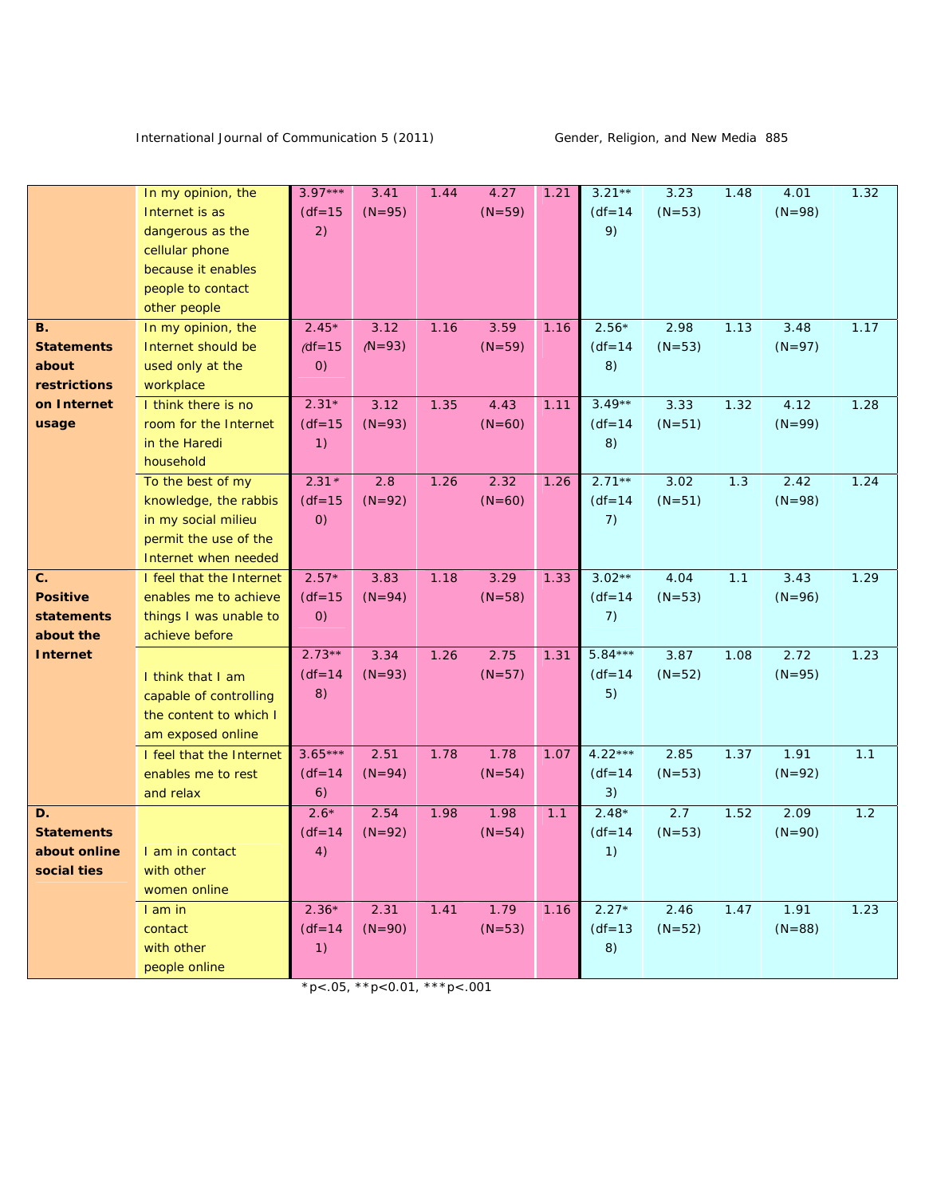| | | | | | | | | | | | |
|---|---|---|---|---|---|---|---|---|---|---|---|
| | In my opinion, the Internet is as dangerous as the cellular phone because it enables people to contact other people | 3.97*** (df=152) | 3.41 (N=95) | 1.44 | 4.27 (N=59) | 1.21 | 3.21** (df=149) | 3.23 (N=53) | 1.48 | 4.01 (N=98) | 1.32 |
| **B. Statements about restrictions on Internet usage** | In my opinion, the Internet should be used only at the workplace | 2.45* (df=150) | 3.12 (N=93) | 1.16 | 3.59 (N=59) | 1.16 | 2.56* (df=148) | 2.98 (N=53) | 1.13 | 3.48 (N=97) | 1.17 |
| | I think there is no room for the Internet in the Haredi household | 2.31* (df=151) | 3.12 (N=93) | 1.35 | 4.43 (N=60) | 1.11 | 3.49** (df=148) | 3.33 (N=51) | 1.32 | 4.12 (N=99) | 1.28 |
| | To the best of my knowledge, the rabbis in my social milieu permit the use of the Internet when needed | 2.31* (df=150) | 2.8 (N=92) | 1.26 | 2.32 (N=60) | 1.26 | 2.71** (df=147) | 3.02 (N=51) | 1.3 | 2.42 (N=98) | 1.24 |
| **C. Positive statements about the Internet** | I feel that the Internet enables me to achieve things I was unable to achieve before | 2.57* (df=150) | 3.83 (N=94) | 1.18 | 3.29 (N=58) | 1.33 | 3.02** (df=147) | 4.04 (N=53) | 1.1 | 3.43 (N=96) | 1.29 |
| | I think that I am capable of controlling the content to which I am exposed online | 2.73** (df=148) | 3.34 (N=93) | 1.26 | 2.75 (N=57) | 1.31 | 5.84*** (df=145) | 3.87 (N=52) | 1.08 | 2.72 (N=95) | 1.23 |
| | I feel that the Internet enables me to rest and relax | 3.65*** (df=146) | 2.51 (N=94) | 1.78 | 1.78 (N=54) | 1.07 | 4.22*** (df=143) | 2.85 (N=53) | 1.37 | 1.91 (N=92) | 1.1 |
| **D. Statements about online social ties** | I am in contact with other women online | 2.6* (df=144) | 2.54 (N=92) | 1.98 | 1.98 (N=54) | 1.1 | 2.48* (df=141) | 2.7 (N=53) | 1.52 | 2.09 (N=90) | 1.2 |
| | I am in contact with other people online | 2.36* (df=141) | 2.31 (N=90) | 1.41 | 1.79 (N=53) | 1.16 | 2.27* (df=138) | 2.46 (N=52) | 1.47 | 1.91 (N=88) | 1.23 |

*p<.05, **p<0.01, ***p<.001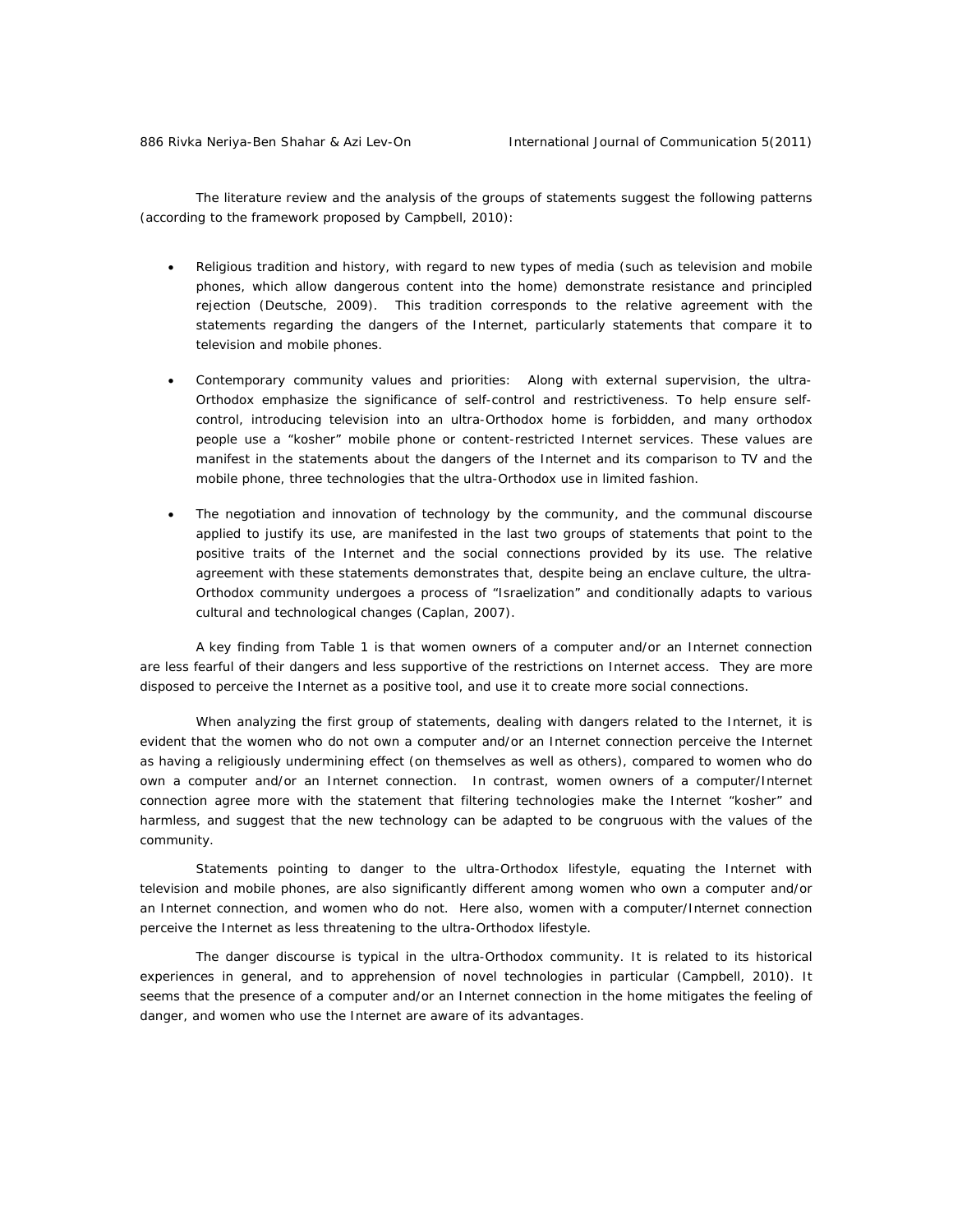The literature review and the analysis of the groups of statements suggest the following patterns (according to the framework proposed by Campbell, 2010):

- Religious tradition and history, with regard to new types of media (such as television and mobile phones, which allow dangerous content into the home) demonstrate resistance and principled rejection (Deutsche, 2009). This tradition corresponds to the relative agreement with the statements regarding the dangers of the Internet, particularly statements that compare it to television and mobile phones.
- Contemporary community values and priorities: Along with external supervision, the ultra-Orthodox emphasize the significance of self-control and restrictiveness. To help ensure self-control, introducing television into an ultra-Orthodox home is forbidden, and many orthodox people use a "kosher" mobile phone or content-restricted Internet services. These values are manifest in the statements about the dangers of the Internet and its comparison to TV and the mobile phone, three technologies that the ultra-Orthodox use in limited fashion.
- The negotiation and innovation of technology by the community, and the communal discourse applied to justify its use, are manifested in the last two groups of statements that point to the positive traits of the Internet and the social connections provided by its use. The relative agreement with these statements demonstrates that, despite being an enclave culture, the ultra-Orthodox community undergoes a process of "Israelization" and conditionally adapts to various cultural and technological changes (Caplan, 2007).

A key finding from Table 1 is that women owners of a computer and/or an Internet connection are less fearful of their dangers and less supportive of the restrictions on Internet access. They are more disposed to perceive the Internet as a positive tool, and use it to create more social connections.

When analyzing the first group of statements, dealing with dangers related to the Internet, it is evident that the women who do not own a computer and/or an Internet connection perceive the Internet as having a religiously undermining effect (on themselves as well as others), compared to women who do own a computer and/or an Internet connection. In contrast, women owners of a computer/Internet connection agree more with the statement that filtering technologies make the Internet "kosher" and harmless, and suggest that the new technology can be adapted to be congruous with the values of the community.

Statements pointing to danger to the ultra-Orthodox lifestyle, equating the Internet with television and mobile phones, are also significantly different among women who own a computer and/or an Internet connection, and women who do not. Here also, women with a computer/Internet connection perceive the Internet as less threatening to the ultra-Orthodox lifestyle.

The danger discourse is typical in the ultra-Orthodox community. It is related to its historical experiences in general, and to apprehension of novel technologies in particular (Campbell, 2010). It seems that the presence of a computer and/or an Internet connection in the home mitigates the feeling of danger, and women who use the Internet are aware of its advantages.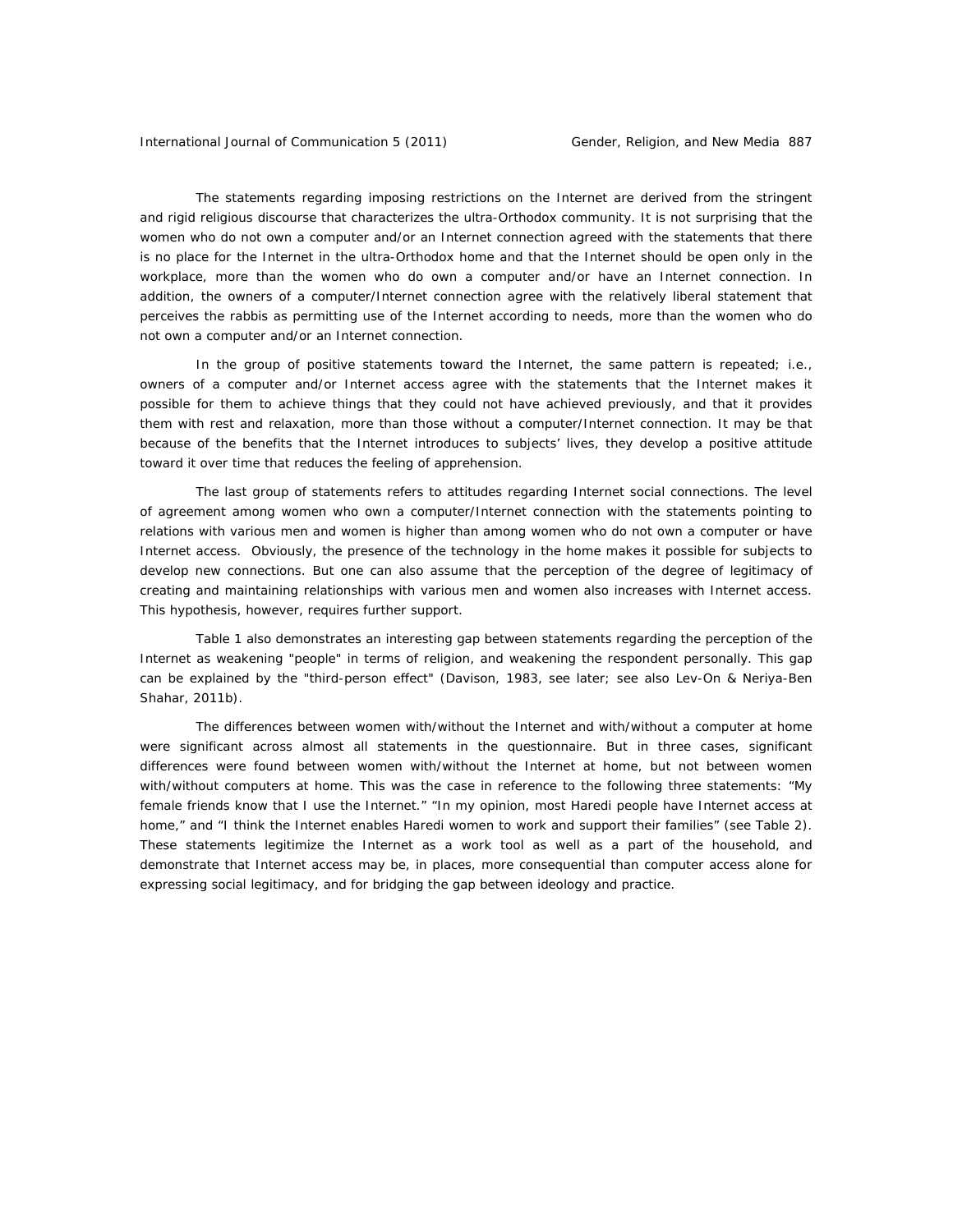The statements regarding imposing restrictions on the Internet are derived from the stringent and rigid religious discourse that characterizes the ultra-Orthodox community. It is not surprising that the women who do not own a computer and/or an Internet connection agreed with the statements that there is no place for the Internet in the ultra-Orthodox home and that the Internet should be open only in the workplace, more than the women who do own a computer and/or have an Internet connection. In addition, the owners of a computer/Internet connection agree with the relatively liberal statement that perceives the rabbis as permitting use of the Internet according to needs, more than the women who do not own a computer and/or an Internet connection.

In the group of positive statements toward the Internet, the same pattern is repeated; i.e., owners of a computer and/or Internet access agree with the statements that the Internet makes it possible for them to achieve things that they could not have achieved previously, and that it provides them with rest and relaxation, more than those without a computer/Internet connection. It may be that because of the benefits that the Internet introduces to subjects' lives, they develop a positive attitude toward it over time that reduces the feeling of apprehension.

The last group of statements refers to attitudes regarding Internet social connections. The level of agreement among women who own a computer/Internet connection with the statements pointing to relations with various men and women is higher than among women who do not own a computer or have Internet access. Obviously, the presence of the technology in the home makes it possible for subjects to develop new connections. But one can also assume that the perception of the degree of legitimacy of creating and maintaining relationships with various men and women also increases with Internet access. This hypothesis, however, requires further support.

Table 1 also demonstrates an interesting gap between statements regarding the perception of the Internet as weakening "people" in terms of religion, and weakening the respondent personally. This gap can be explained by the "third-person effect" (Davison, 1983, see later; see also Lev-On & Neriya-Ben Shahar, 2011b).

The differences between women with/without the Internet and with/without a computer at home were significant across almost all statements in the questionnaire. But in three cases, significant differences were found between women with/without the Internet at home, but not between women with/without computers at home. This was the case in reference to the following three statements: "My female friends know that I use the Internet." "In my opinion, most Haredi people have Internet access at home," and "I think the Internet enables Haredi women to work and support their families" (see Table 2). These statements legitimize the Internet as a work tool as well as a part of the household, and demonstrate that Internet access may be, in places, more consequential than computer access alone for expressing social legitimacy, and for bridging the gap between ideology and practice.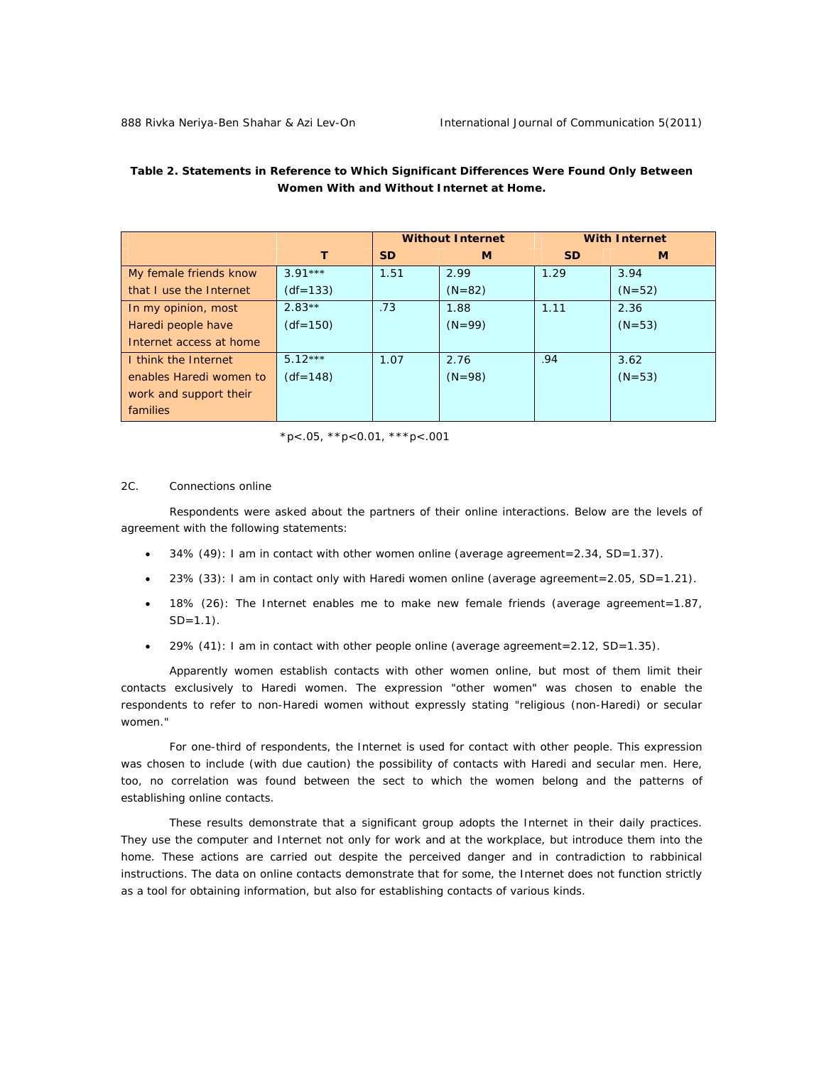**Table 2. Statements in Reference to Which Significant Differences Were Found Only Between Women With and Without Internet at Home.**

| | | Without Internet | | With Internet | |
|---|---|---|---|---|---|
| | T | SD | M | SD | M |
| My female friends know that I use the Internet | 3.91*** (df=133) | 1.51 | 2.99 (N=82) | 1.29 | 3.94 (N=52) |
| In my opinion, most Haredi people have Internet access at home | 2.83** (df=150) | .73 | 1.88 (N=99) | 1.11 | 2.36 (N=53) |
| I think the Internet enables Haredi women to work and support their families | 5.12*** (df=148) | 1.07 | 2.76 (N=98) | .94 | 3.62 (N=53) |

*p<.05, **p<0.01, ***p<.001

2C. *Connections online*

Respondents were asked about the partners of their online interactions. Below are the levels of agreement with the following statements:

- 34% (49): I am in contact with other women online (average agreement=2.34, SD=1.37).
- 23% (33): I am in contact only with Haredi women online (average agreement=2.05, SD=1.21).
- 18% (26): The Internet enables me to make new female friends (average agreement=1.87, SD=1.1).
- 29% (41): I am in contact with other people online (average agreement=2.12, SD=1.35).

Apparently women establish contacts with other women online, but most of them limit their contacts exclusively to Haredi women. The expression "other women" was chosen to enable the respondents to refer to non-Haredi women without expressly stating "religious (non-Haredi) or secular women."

For one-third of respondents, the Internet is used for contact with other people. This expression was chosen to include (with due caution) the possibility of contacts with Haredi and secular men. Here, too, no correlation was found between the sect to which the women belong and the patterns of establishing online contacts.

These results demonstrate that a significant group adopts the Internet in their daily practices. They use the computer and Internet not only for work and at the workplace, but introduce them into the home. These actions are carried out despite the perceived danger and in contradiction to rabbinical instructions. The data on online contacts demonstrate that for some, the Internet does not function strictly as a tool for obtaining information, but also for establishing contacts of various kinds.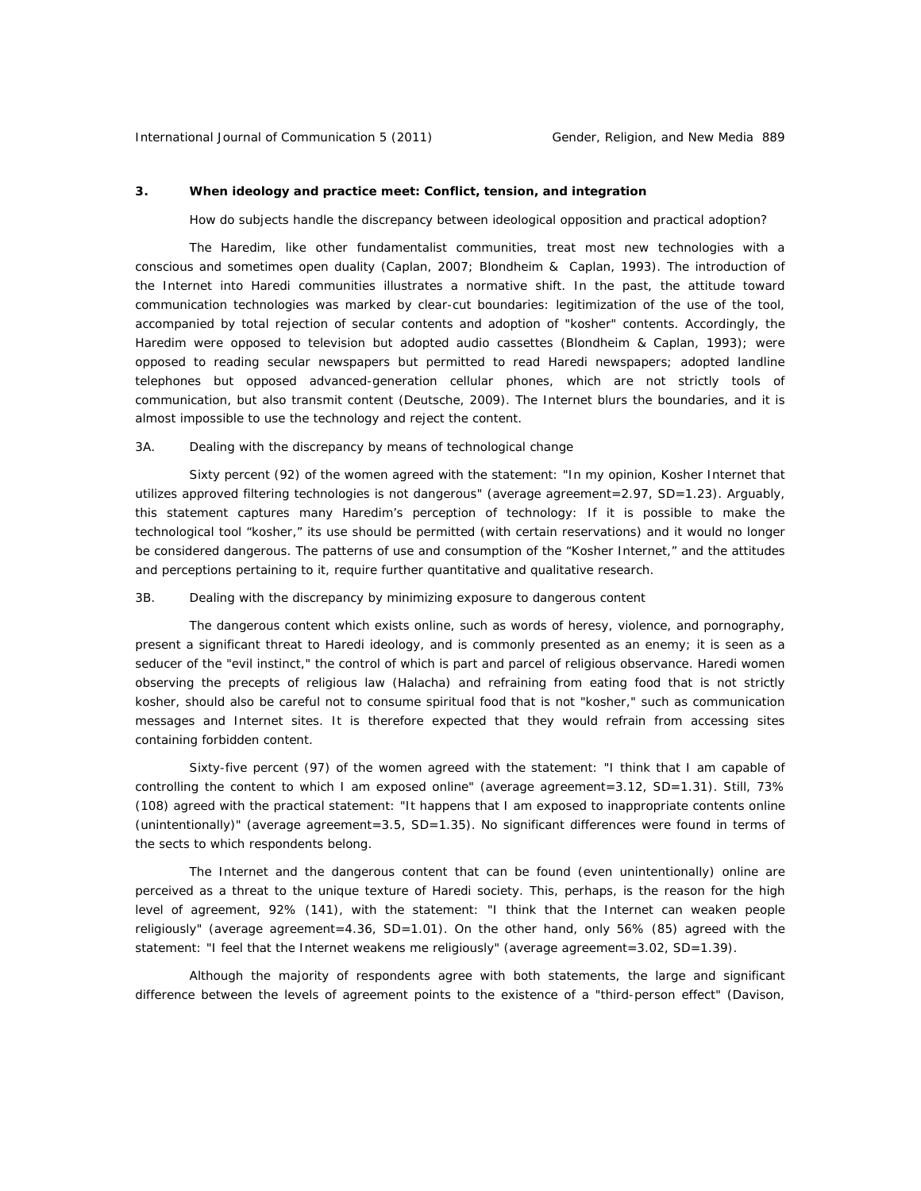### 3. When ideology and practice meet: Conflict, tension, and integration

How do subjects handle the discrepancy between ideological opposition and practical adoption?

The Haredim, like other fundamentalist communities, treat most new technologies with a conscious and sometimes open duality (Caplan, 2007; Blondheim & Caplan, 1993). The introduction of the Internet into Haredi communities illustrates a normative shift. In the past, the attitude toward communication technologies was marked by clear-cut boundaries: legitimization of the use of the tool, accompanied by total rejection of secular contents and adoption of "kosher" contents. Accordingly, the Haredim were opposed to television but adopted audio cassettes (Blondheim & Caplan, 1993); were opposed to reading secular newspapers but permitted to read Haredi newspapers; adopted landline telephones but opposed advanced-generation cellular phones, which are not strictly tools of communication, but also transmit content (Deutsche, 2009). The Internet blurs the boundaries, and it is almost impossible to use the technology and reject the content.

#### 3A. Dealing with the discrepancy by means of technological change

Sixty percent (92) of the women agreed with the statement: "In my opinion, Kosher Internet that utilizes approved filtering technologies is not dangerous" (average agreement=2.97, SD=1.23). Arguably, this statement captures many Haredim's perception of technology: If it is possible to make the technological tool "kosher," its use should be permitted (with certain reservations) and it would no longer be considered dangerous. The patterns of use and consumption of the "Kosher Internet," and the attitudes and perceptions pertaining to it, require further quantitative and qualitative research.

#### 3B. Dealing with the discrepancy by minimizing exposure to dangerous content

The dangerous content which exists online, such as words of heresy, violence, and pornography, present a significant threat to Haredi ideology, and is commonly presented as an enemy; it is seen as a seducer of the "evil instinct," the control of which is part and parcel of religious observance. Haredi women observing the precepts of religious law (Halacha) and refraining from eating food that is not strictly kosher, should also be careful not to consume spiritual food that is not "kosher," such as communication messages and Internet sites. It is therefore expected that they would refrain from accessing sites containing forbidden content.

Sixty-five percent (97) of the women agreed with the statement: "I think that I am capable of controlling the content to which I am exposed online" (average agreement=3.12, SD=1.31). Still, 73% (108) agreed with the practical statement: "It happens that I am exposed to inappropriate contents online (unintentionally)" (average agreement=3.5, SD=1.35). No significant differences were found in terms of the sects to which respondents belong.

The Internet and the dangerous content that can be found (even unintentionally) online are perceived as a threat to the unique texture of Haredi society. This, perhaps, is the reason for the high level of agreement, 92% (141), with the statement: "I think that the Internet can weaken people religiously" (average agreement=4.36, SD=1.01). On the other hand, only 56% (85) agreed with the statement: "I feel that the Internet weakens me religiously" (average agreement=3.02, SD=1.39).

Although the majority of respondents agree with both statements, the large and significant difference between the levels of agreement points to the existence of a "third-person effect" (Davison,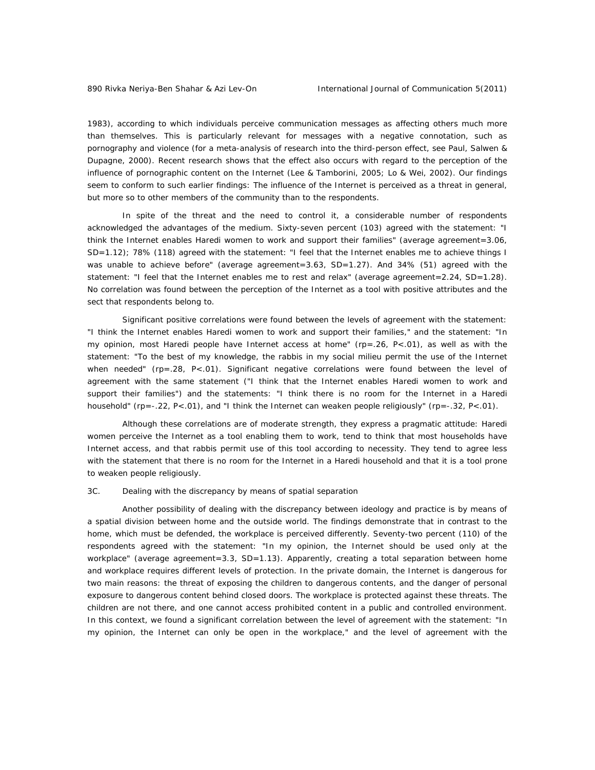1983), according to which individuals perceive communication messages as affecting others much more than themselves. This is particularly relevant for messages with a negative connotation, such as pornography and violence (for a meta-analysis of research into the third-person effect, see Paul, Salwen & Dupagne, 2000). Recent research shows that the effect also occurs with regard to the perception of the influence of pornographic content on the Internet (Lee & Tamborini, 2005; Lo & Wei, 2002). Our findings seem to conform to such earlier findings: The influence of the Internet is perceived as a threat in general, but more so to other members of the community than to the respondents.

In spite of the threat and the need to control it, a considerable number of respondents acknowledged the advantages of the medium. Sixty-seven percent (103) agreed with the statement: "I think the Internet enables Haredi women to work and support their families" (average agreement=3.06, SD=1.12); 78% (118) agreed with the statement: "I feel that the Internet enables me to achieve things I was unable to achieve before" (average agreement=3.63, SD=1.27). And 34% (51) agreed with the statement: "I feel that the Internet enables me to rest and relax" (average agreement=2.24, SD=1.28). No correlation was found between the perception of the Internet as a tool with positive attributes and the sect that respondents belong to.

Significant positive correlations were found between the levels of agreement with the statement: "I think the Internet enables Haredi women to work and support their families," and the statement: "In my opinion, most Haredi people have Internet access at home" ($r_p=.26$, $P<.01$), as well as with the statement: "To the best of my knowledge, the rabbis in my social milieu permit the use of the Internet when needed" ($r_p=.28$, $P<.01$). Significant negative correlations were found between the level of agreement with the same statement ("I think that the Internet enables Haredi women to work and support their families") and the statements: "I think there is no room for the Internet in a Haredi household" ($r_p=-.22$, $P<.01$), and "I think the Internet can weaken people religiously" ($r_p=-.32$, $P<.01$).

Although these correlations are of moderate strength, they express a pragmatic attitude: Haredi women perceive the Internet as a tool enabling them to work, tend to think that most households have Internet access, and that rabbis permit use of this tool according to necessity. They tend to agree less with the statement that there is no room for the Internet in a Haredi household and that it is a tool prone to weaken people religiously.

### 3C. Dealing with the discrepancy by means of spatial separation

Another possibility of dealing with the discrepancy between ideology and practice is by means of a spatial division between home and the outside world. The findings demonstrate that in contrast to the home, which must be defended, the workplace is perceived differently. Seventy-two percent (110) of the respondents agreed with the statement: "In my opinion, the Internet should be used only at the workplace" (average agreement=3.3, SD=1.13). Apparently, creating a total separation between home and workplace requires different levels of protection. In the private domain, the Internet is dangerous for two main reasons: the threat of exposing the children to dangerous contents, and the danger of personal exposure to dangerous content behind closed doors. The workplace is protected against these threats. The children are not there, and one cannot access prohibited content in a public and controlled environment. In this context, we found a significant correlation between the level of agreement with the statement: "In my opinion, the Internet can only be open in the workplace," and the level of agreement with the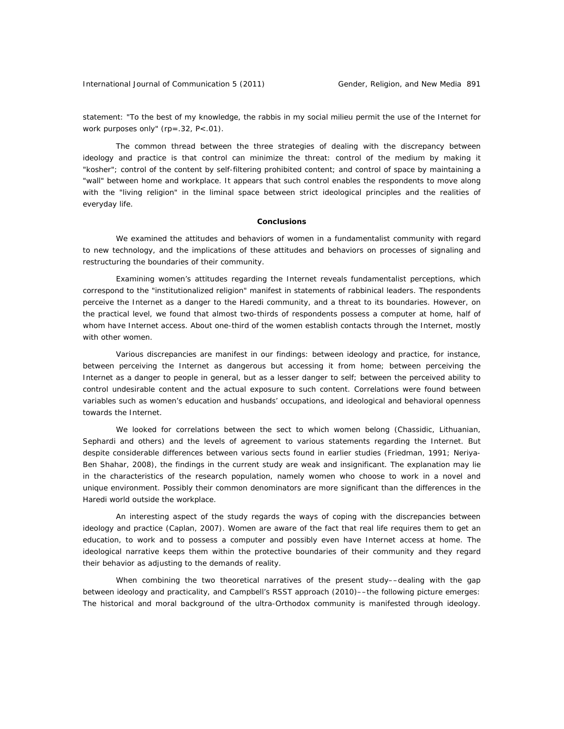statement: "To the best of my knowledge, the rabbis in my social milieu permit the use of the Internet for work purposes only" ($rp=.32$, $P<.01$).

The common thread between the three strategies of dealing with the discrepancy between ideology and practice is that control can minimize the threat: control of the medium by making it "kosher"; control of the content by self-filtering prohibited content; and control of space by maintaining a "wall" between home and workplace. It appears that such control enables the respondents to move along with the "living religion" in the liminal space between strict ideological principles and the realities of everyday life.

## Conclusions

We examined the attitudes and behaviors of women in a fundamentalist community with regard to new technology, and the implications of these attitudes and behaviors on processes of signaling and restructuring the boundaries of their community.

Examining women's attitudes regarding the Internet reveals fundamentalist perceptions, which correspond to the "institutionalized religion" manifest in statements of rabbinical leaders. The respondents perceive the Internet as a danger to the Haredi community, and a threat to its boundaries. However, on the practical level, we found that almost two-thirds of respondents possess a computer at home, half of whom have Internet access. About one-third of the women establish contacts through the Internet, mostly with other women.

Various discrepancies are manifest in our findings: between ideology and practice, for instance, between perceiving the Internet as dangerous but accessing it from home; between perceiving the Internet as a danger to people in general, but as a lesser danger to self; between the perceived ability to control undesirable content and the actual exposure to such content. Correlations were found between variables such as women's education and husbands' occupations, and ideological and behavioral openness towards the Internet.

We looked for correlations between the sect to which women belong (Chassidic, Lithuanian, Sephardi and others) and the levels of agreement to various statements regarding the Internet. But despite considerable differences between various sects found in earlier studies (Friedman, 1991; Neriya-Ben Shahar, 2008), the findings in the current study are weak and insignificant. The explanation may lie in the characteristics of the research population, namely women who choose to work in a novel and unique environment. Possibly their common denominators are more significant than the differences in the Haredi world outside the workplace.

An interesting aspect of the study regards the ways of coping with the discrepancies between ideology and practice (Caplan, 2007). Women are aware of the fact that real life requires them to get an education, to work and to possess a computer and possibly even have Internet access at home. The ideological narrative keeps them within the protective boundaries of their community and they regard their behavior as adjusting to the demands of reality.

When combining the two theoretical narratives of the present study––dealing with the gap between ideology and practicality, and Campbell's RSST approach (2010)––the following picture emerges: The historical and moral background of the ultra-Orthodox community is manifested through ideology.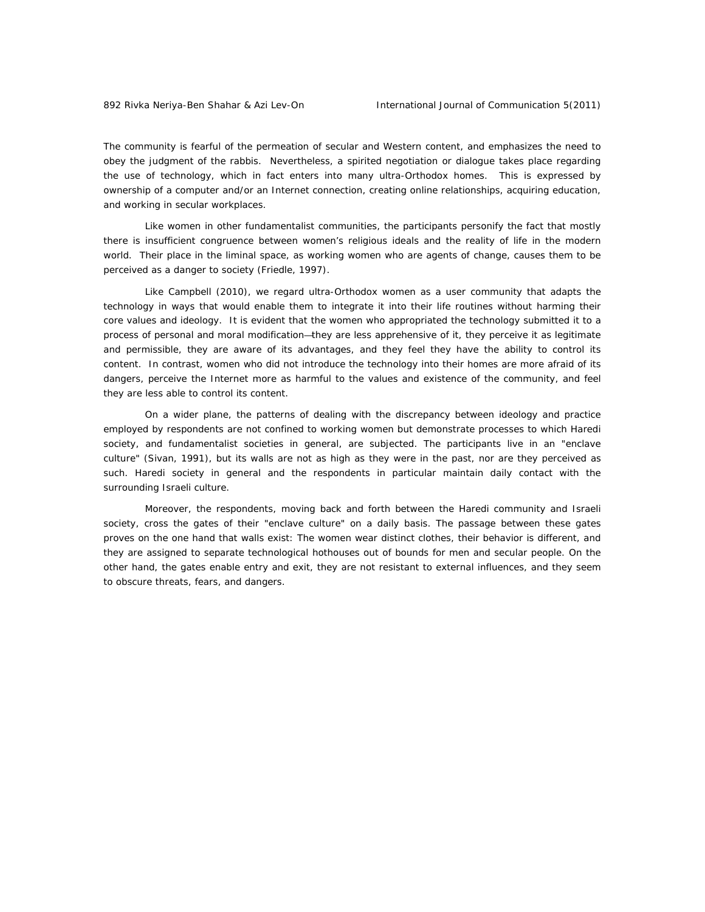The community is fearful of the permeation of secular and Western content, and emphasizes the need to obey the judgment of the rabbis. Nevertheless, a spirited negotiation or dialogue takes place regarding the use of technology, which in fact enters into many ultra-Orthodox homes. This is expressed by ownership of a computer and/or an Internet connection, creating online relationships, acquiring education, and working in secular workplaces.

Like women in other fundamentalist communities, the participants personify the fact that mostly there is insufficient congruence between women's religious ideals and the reality of life in the modern world. Their place in the liminal space, as working women who are agents of change, causes them to be perceived as a danger to society (Friedle, 1997).

Like Campbell (2010), we regard ultra-Orthodox women as a user community that adapts the technology in ways that would enable them to integrate it into their life routines without harming their core values and ideology. It is evident that the women who appropriated the technology submitted it to a process of personal and moral modification—they are less apprehensive of it, they perceive it as legitimate and permissible, they are aware of its advantages, and they feel they have the ability to control its content. In contrast, women who did not introduce the technology into their homes are more afraid of its dangers, perceive the Internet more as harmful to the values and existence of the community, and feel they are less able to control its content.

On a wider plane, the patterns of dealing with the discrepancy between ideology and practice employed by respondents are not confined to working women but demonstrate processes to which Haredi society, and fundamentalist societies in general, are subjected. The participants live in an "enclave culture" (Sivan, 1991), but its walls are not as high as they were in the past, nor are they perceived as such. Haredi society in general and the respondents in particular maintain daily contact with the surrounding Israeli culture.

Moreover, the respondents, moving back and forth between the Haredi community and Israeli society, cross the gates of their "enclave culture" on a daily basis. The passage between these gates proves on the one hand that walls exist: The women wear distinct clothes, their behavior is different, and they are assigned to separate technological hothouses out of bounds for men and secular people. On the other hand, the gates enable entry and exit, they are not resistant to external influences, and they seem to obscure threats, fears, and dangers.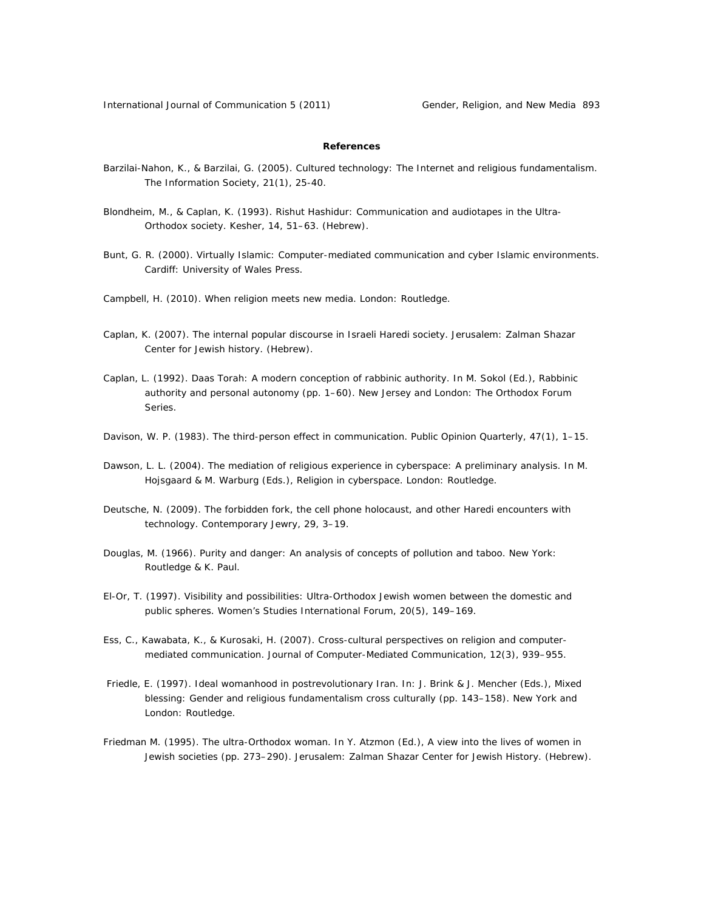**References**

Barzilai-Nahon, K., & Barzilai, G. (2005). Cultured technology: The Internet and religious fundamentalism. The Information Society, 21(1), 25-40.

Blondheim, M., & Caplan, K. (1993). Rishut Hashidur: Communication and audiotapes in the Ultra-Orthodox society. Kesher, 14, 51–63. (Hebrew).

Bunt, G. R. (2000). Virtually Islamic: Computer-mediated communication and cyber Islamic environments. Cardiff: University of Wales Press.

Campbell, H. (2010). When religion meets new media. London: Routledge.

Caplan, K. (2007). The internal popular discourse in Israeli Haredi society. Jerusalem: Zalman Shazar Center for Jewish history. (Hebrew).

Caplan, L. (1992). Daas Torah: A modern conception of rabbinic authority. In M. Sokol (Ed.), Rabbinic authority and personal autonomy (pp. 1–60). New Jersey and London: The Orthodox Forum Series.

Davison, W. P. (1983). The third-person effect in communication. Public Opinion Quarterly, 47(1), 1–15.

Dawson, L. L. (2004). The mediation of religious experience in cyberspace: A preliminary analysis. In M. Hojsgaard & M. Warburg (Eds.), Religion in cyberspace. London: Routledge.

Deutsche, N. (2009). The forbidden fork, the cell phone holocaust, and other Haredi encounters with technology. Contemporary Jewry, 29, 3–19.

Douglas, M. (1966). Purity and danger: An analysis of concepts of pollution and taboo. New York: Routledge & K. Paul.

El-Or, T. (1997). Visibility and possibilities: Ultra-Orthodox Jewish women between the domestic and public spheres. Women's Studies International Forum, 20(5), 149–169.

Ess, C., Kawabata, K., & Kurosaki, H. (2007). Cross-cultural perspectives on religion and computer-mediated communication. Journal of Computer-Mediated Communication, 12(3), 939–955.

Friedle, E. (1997). Ideal womanhood in postrevolutionary Iran. In: J. Brink & J. Mencher (Eds.), Mixed blessing: Gender and religious fundamentalism cross culturally (pp. 143–158). New York and London: Routledge.

Friedman M. (1995). The ultra-Orthodox woman. In Y. Atzmon (Ed.), A view into the lives of women in Jewish societies (pp. 273–290). Jerusalem: Zalman Shazar Center for Jewish History. (Hebrew).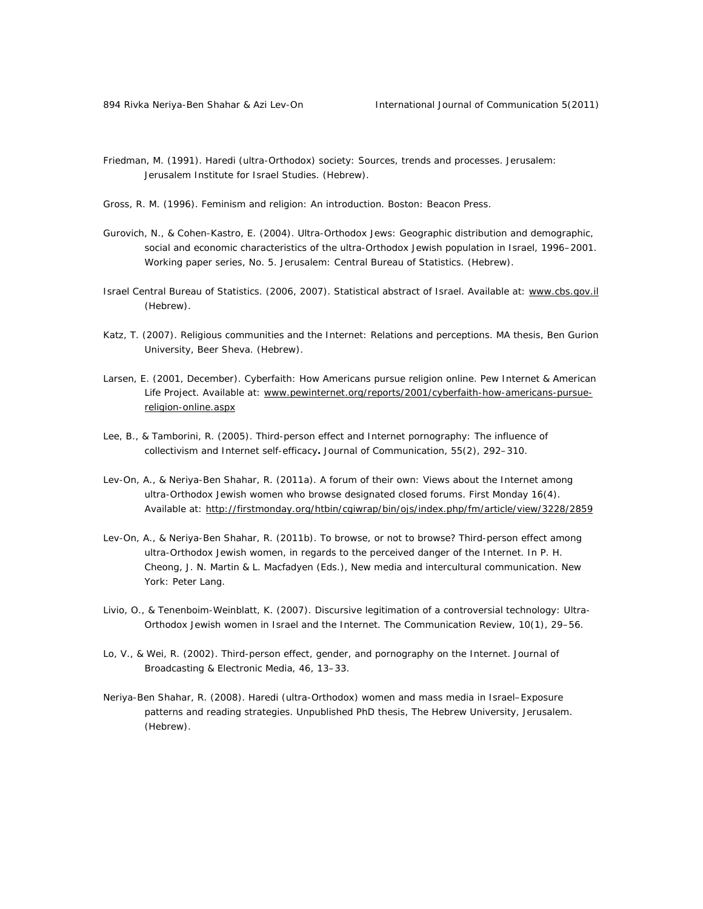Friedman, M. (1991). Haredi (ultra-Orthodox) society: Sources, trends and processes. Jerusalem: Jerusalem Institute for Israel Studies. (Hebrew).

Gross, R. M. (1996). Feminism and religion: An introduction. Boston: Beacon Press.

Gurovich, N., & Cohen-Kastro, E. (2004). Ultra-Orthodox Jews: Geographic distribution and demographic, social and economic characteristics of the ultra-Orthodox Jewish population in Israel, 1996–2001. Working paper series, No. 5. Jerusalem: Central Bureau of Statistics. (Hebrew).

Israel Central Bureau of Statistics. (2006, 2007). Statistical abstract of Israel. Available at: www.cbs.gov.il (Hebrew).

Katz, T. (2007). Religious communities and the Internet: Relations and perceptions. MA thesis, Ben Gurion University, Beer Sheva. (Hebrew).

Larsen, E. (2001, December). Cyberfaith: How Americans pursue religion online. Pew Internet & American Life Project. Available at: www.pewinternet.org/reports/2001/cyberfaith-how-americans-pursue-religion-online.aspx

Lee, B., & Tamborini, R. (2005). Third-person effect and Internet pornography: The influence of collectivism and Internet self-efficacy**.** Journal of Communication, 55(2), 292–310.

Lev-On, A., & Neriya-Ben Shahar, R. (2011a). A forum of their own: Views about the Internet among ultra-Orthodox Jewish women who browse designated closed forums. First Monday 16(4). Available at: http://firstmonday.org/htbin/cgiwrap/bin/ojs/index.php/fm/article/view/3228/2859

Lev-On, A., & Neriya-Ben Shahar, R. (2011b). To browse, or not to browse? Third-person effect among ultra-Orthodox Jewish women, in regards to the perceived danger of the Internet. In P. H. Cheong, J. N. Martin & L. Macfadyen (Eds.), New media and intercultural communication. New York: Peter Lang.

Livio, O., & Tenenboim-Weinblatt, K. (2007). Discursive legitimation of a controversial technology: Ultra-Orthodox Jewish women in Israel and the Internet. The Communication Review, 10(1), 29–56.

Lo, V., & Wei, R. (2002). Third-person effect, gender, and pornography on the Internet. Journal of Broadcasting & Electronic Media, 46, 13–33.

Neriya-Ben Shahar, R. (2008). Haredi (ultra-Orthodox) women and mass media in Israel–Exposure patterns and reading strategies. Unpublished PhD thesis, The Hebrew University, Jerusalem. (Hebrew).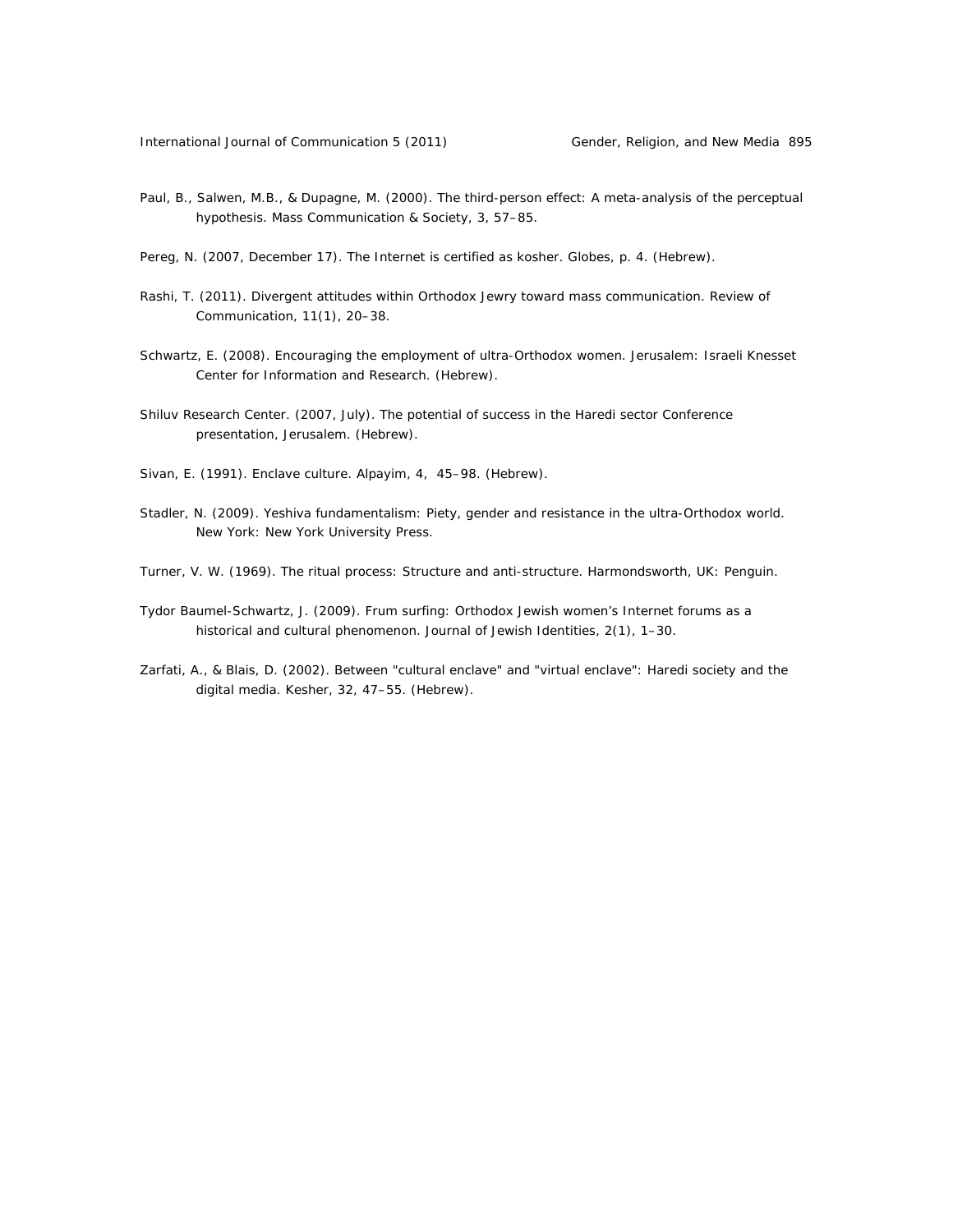Paul, B., Salwen, M.B., & Dupagne, M. (2000). The third-person effect: A meta-analysis of the perceptual hypothesis. Mass Communication & Society, 3, 57–85.

Pereg, N. (2007, December 17). The Internet is certified as kosher. Globes, p. 4. (Hebrew).

Rashi, T. (2011). Divergent attitudes within Orthodox Jewry toward mass communication. Review of Communication, 11(1), 20–38.

Schwartz, E. (2008). Encouraging the employment of ultra-Orthodox women. Jerusalem: Israeli Knesset Center for Information and Research. (Hebrew).

Shiluv Research Center. (2007, July). The potential of success in the Haredi sector Conference presentation, Jerusalem. (Hebrew).

Sivan, E. (1991). Enclave culture. Alpayim, 4, 45–98. (Hebrew).

Stadler, N. (2009). Yeshiva fundamentalism: Piety, gender and resistance in the ultra-Orthodox world. New York: New York University Press.

Turner, V. W. (1969). The ritual process: Structure and anti-structure. Harmondsworth, UK: Penguin.

Tydor Baumel-Schwartz, J. (2009). Frum surfing: Orthodox Jewish women's Internet forums as a historical and cultural phenomenon. Journal of Jewish Identities, 2(1), 1–30.

Zarfati, A., & Blais, D. (2002). Between "cultural enclave" and "virtual enclave": Haredi society and the digital media. Kesher, 32, 47–55. (Hebrew).